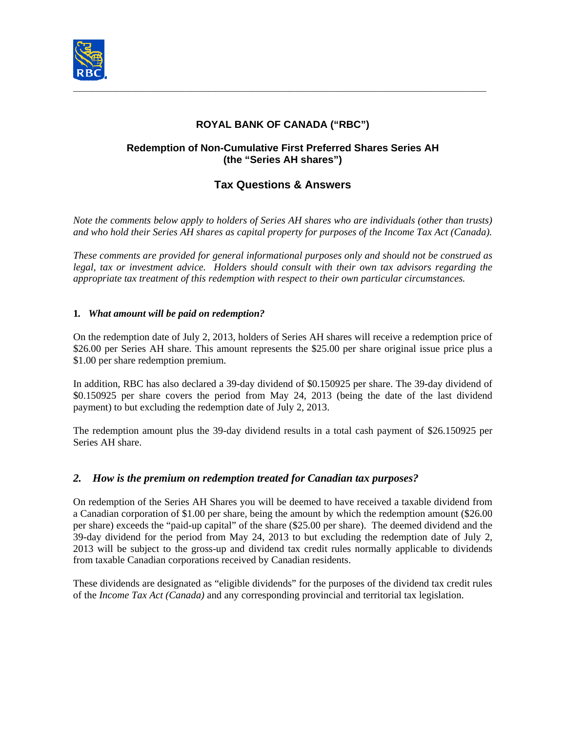# ROYAL BANK OF CANADA ("RBC")

## Redemption of Non-Cumulative First Preferred Shares Series AH (the "Series AH shares")

## Tax Questions & Answers

*Note the comments below apply to holders of Series AH shares who are individuals (other than trusts) and who hold their Series AH shares as capital property for purposes of the Income Tax Act (Canada).*

*These comments are provided for general informational purposes only and should not be construed as legal, tax or investment advice. Holders should consult with their own tax advisors regarding the appropriate tax treatment of this redemption with respect to their own particular circumstances.*

### 1. *What amount will be paid on redemption?*

On the redemption date of July 2, 2013, holders of Series AH shares will receive a redemption price of $26.00 per Series AH share. This amount represents the $25.00 per share original issue price plus a $1.00 per share redemption premium.

In addition, RBC has also declared a 39-day dividend of $0.150925 per share. The 39-day dividend of $0.150925 per share covers the period from May 24, 2013 (being the date of the last dividend payment) to but excluding the redemption date of July 2, 2013.

The redemption amount plus the 39-day dividend results in a total cash payment of $26.150925 per Series AH share.

### 2. *How is the premium on redemption treated for Canadian tax purposes?*

On redemption of the Series AH Shares you will be deemed to have received a taxable dividend from a Canadian corporation of $1.00 per share, being the amount by which the redemption amount ($26.00 per share) exceeds the "paid-up capital" of the share ($25.00 per share). The deemed dividend and the 39-day dividend for the period from May 24, 2013 to but excluding the redemption date of July 2, 2013 will be subject to the gross-up and dividend tax credit rules normally applicable to dividends from taxable Canadian corporations received by Canadian residents.

These dividends are designated as "eligible dividends" for the purposes of the dividend tax credit rules of the *Income Tax Act (Canada)* and any corresponding provincial and territorial tax legislation.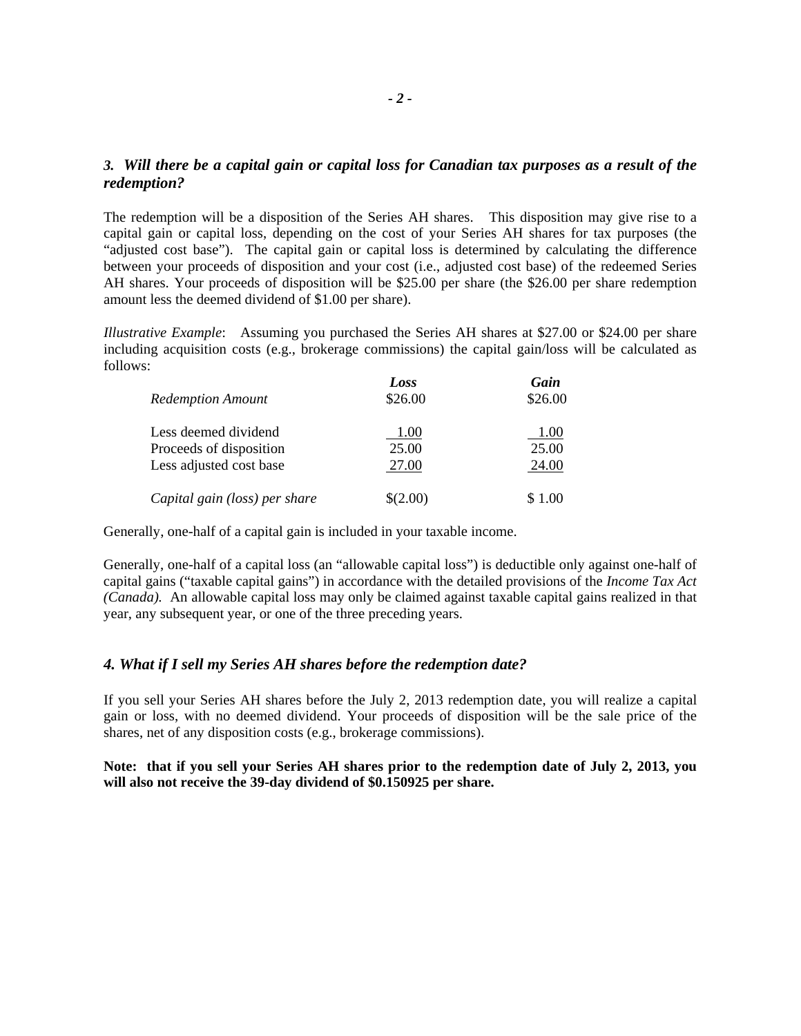### *3. Will there be a capital gain or capital loss for Canadian tax purposes as a result of the redemption?*

The redemption will be a disposition of the Series AH shares. This disposition may give rise to a capital gain or capital loss, depending on the cost of your Series AH shares for tax purposes (the "adjusted cost base"). The capital gain or capital loss is determined by calculating the difference between your proceeds of disposition and your cost (i.e., adjusted cost base) of the redeemed Series AH shares. Your proceeds of disposition will be $25.00 per share (the $26.00 per share redemption amount less the deemed dividend of $1.00 per share).

*Illustrative Example*: Assuming you purchased the Series AH shares at $27.00 or $24.00 per share including acquisition costs (e.g., brokerage commissions) the capital gain/loss will be calculated as follows:

| | ***Loss*** | ***Gain*** |
|---|---|---|
| *Redemption Amount* | $26.00 | $26.00 |
| Less deemed dividend | 1.00 | 1.00 |
| Proceeds of disposition | 25.00 | 25.00 |
| Less adjusted cost base | 27.00 | 24.00 |
| *Capital gain (loss) per share* | $(2.00) | $ 1.00 |

Generally, one-half of a capital gain is included in your taxable income.

Generally, one-half of a capital loss (an "allowable capital loss") is deductible only against one-half of capital gains ("taxable capital gains") in accordance with the detailed provisions of the *Income Tax Act (Canada).* An allowable capital loss may only be claimed against taxable capital gains realized in that year, any subsequent year, or one of the three preceding years.

### *4. What if I sell my Series AH shares before the redemption date?*

If you sell your Series AH shares before the July 2, 2013 redemption date, you will realize a capital gain or loss, with no deemed dividend. Your proceeds of disposition will be the sale price of the shares, net of any disposition costs (e.g., brokerage commissions).

**Note: that if you sell your Series AH shares prior to the redemption date of July 2, 2013, you will also not receive the 39-day dividend of $0.150925 per share.**